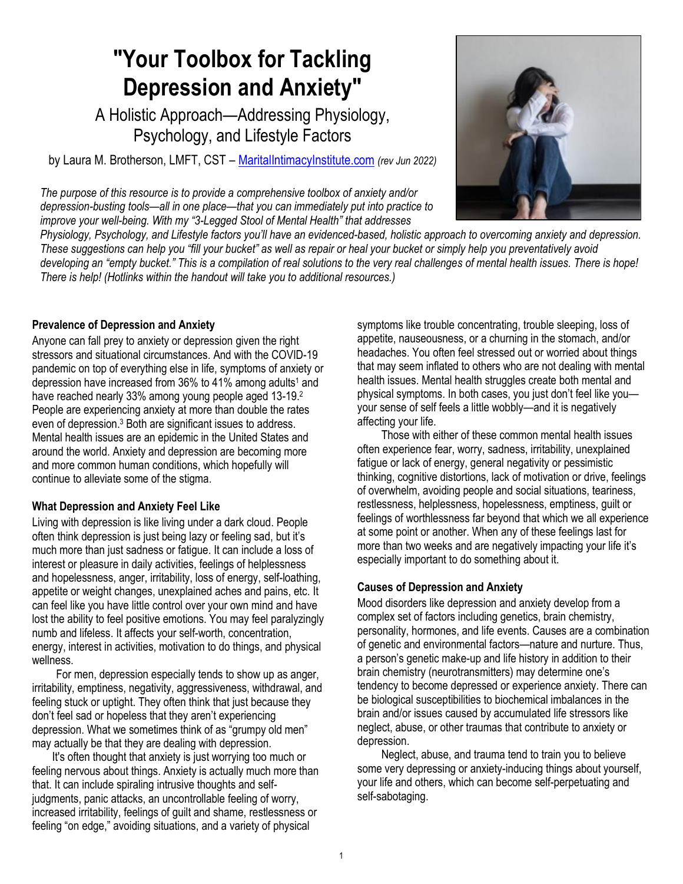# "Your Toolbox for Tackling Depression and Anxiety"

## A Holistic Approach—Addressing Physiology, Psychology, and Lifestyle Factors

by Laura M. Brotherson, LMFT, CST – [MaritalIntimacyInstitute.com](MaritalIntimacyInstitute.com) *(rev Jun 2022)*

*The purpose of this resource is to provide a comprehensive toolbox of anxiety and/or depression-busting tools—all in one place—that you can immediately put into practice to improve your well-being. With my "3-Legged Stool of Mental Health" that addresses Physiology, Psychology, and Lifestyle factors you'll have an evidenced-based, holistic approach to overcoming anxiety and depression. These suggestions can help you "fill your bucket" as well as repair or heal your bucket or simply help you preventatively avoid developing an "empty bucket." This is a compilation of real solutions to the very real challenges of mental health issues. There is hope! There is help! (Hotlinks within the handout will take you to additional resources.)*

### Prevalence of Depression and Anxiety

Anyone can fall prey to anxiety or depression given the right stressors and situational circumstances. And with the COVID-19 pandemic on top of everything else in life, symptoms of anxiety or depression have increased from 36% to 41% among adults[1] and have reached nearly 33% among young people aged 13-19.[2] People are experiencing anxiety at more than double the rates even of depression.[3] Both are significant issues to address. Mental health issues are an epidemic in the United States and around the world. Anxiety and depression are becoming more and more common human conditions, which hopefully will continue to alleviate some of the stigma.

### What Depression and Anxiety Feel Like

Living with depression is like living under a dark cloud. People often think depression is just being lazy or feeling sad, but it's much more than just sadness or fatigue. It can include a loss of interest or pleasure in daily activities, feelings of helplessness and hopelessness, anger, irritability, loss of energy, self-loathing, appetite or weight changes, unexplained aches and pains, etc. It can feel like you have little control over your own mind and have lost the ability to feel positive emotions. You may feel paralyzingly numb and lifeless. It affects your self-worth, concentration, energy, interest in activities, motivation to do things, and physical wellness.

For men, depression especially tends to show up as anger, irritability, emptiness, negativity, aggressiveness, withdrawal, and feeling stuck or uptight. They often think that just because they don't feel sad or hopeless that they aren't experiencing depression. What we sometimes think of as "grumpy old men" may actually be that they are dealing with depression.

It's often thought that anxiety is just worrying too much or feeling nervous about things. Anxiety is actually much more than that. It can include spiraling intrusive thoughts and self-judgments, panic attacks, an uncontrollable feeling of worry, increased irritability, feelings of guilt and shame, restlessness or feeling "on edge," avoiding situations, and a variety of physical symptoms like trouble concentrating, trouble sleeping, loss of appetite, nauseousness, or a churning in the stomach, and/or headaches. You often feel stressed out or worried about things that may seem inflated to others who are not dealing with mental health issues. Mental health struggles create both mental and physical symptoms. In both cases, you just don't feel like you—your sense of self feels a little wobbly—and it is negatively affecting your life.

Those with either of these common mental health issues often experience fear, worry, sadness, irritability, unexplained fatigue or lack of energy, general negativity or pessimistic thinking, cognitive distortions, lack of motivation or drive, feelings of overwhelm, avoiding people and social situations, teariness, restlessness, helplessness, hopelessness, emptiness, guilt or feelings of worthlessness far beyond that which we all experience at some point or another. When any of these feelings last for more than two weeks and are negatively impacting your life it's especially important to do something about it.

### Causes of Depression and Anxiety

Mood disorders like depression and anxiety develop from a complex set of factors including genetics, brain chemistry, personality, hormones, and life events. Causes are a combination of genetic and environmental factors—nature and nurture. Thus, a person's genetic make-up and life history in addition to their brain chemistry (neurotransmitters) may determine one's tendency to become depressed or experience anxiety. There can be biological susceptibilities to biochemical imbalances in the brain and/or issues caused by accumulated life stressors like neglect, abuse, or other traumas that contribute to anxiety or depression.

Neglect, abuse, and trauma tend to train you to believe some very depressing or anxiety-inducing things about yourself, your life and others, which can become self-perpetuating and self-sabotaging.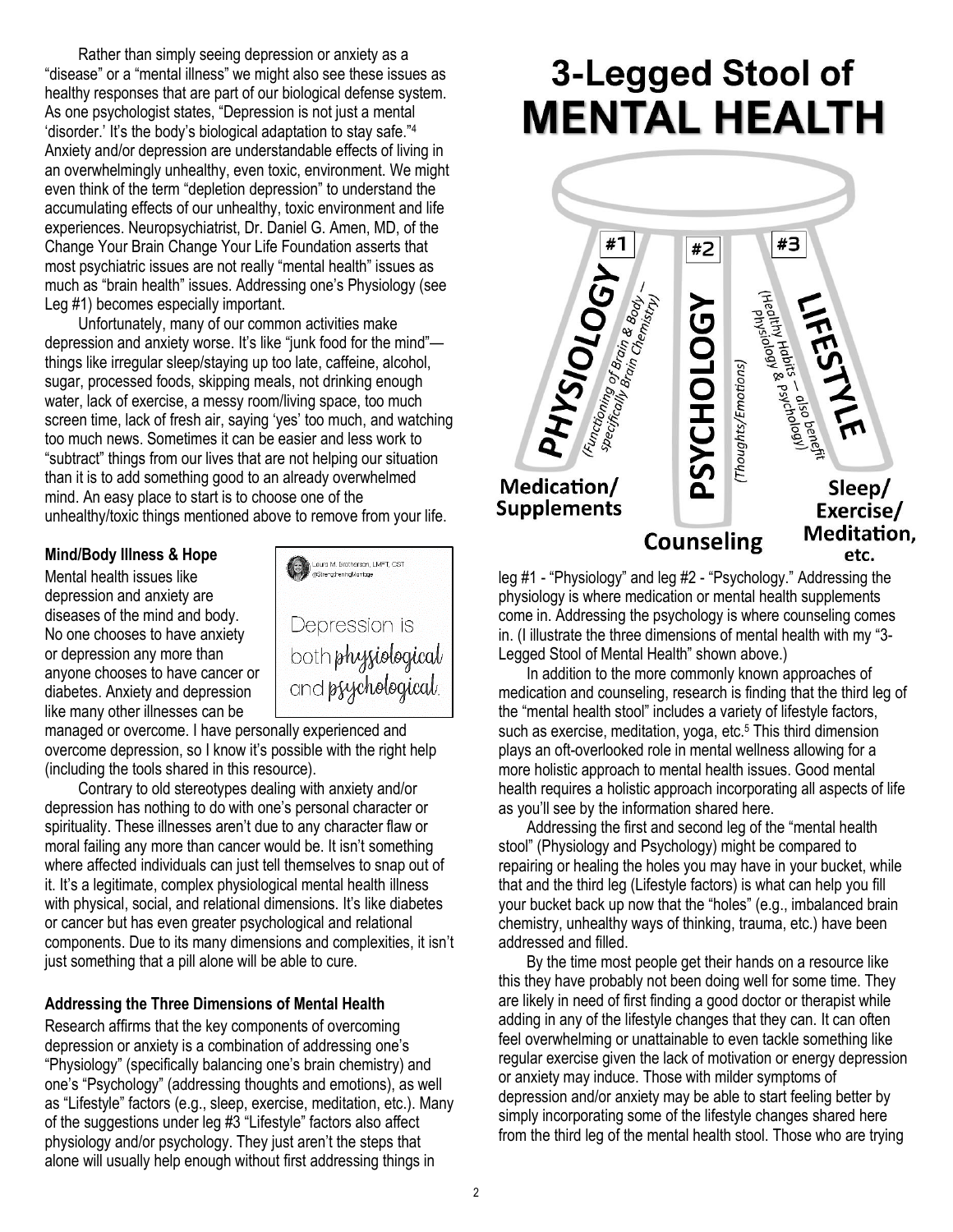Rather than simply seeing depression or anxiety as a "disease" or a "mental illness" we might also see these issues as healthy responses that are part of our biological defense system. As one psychologist states, "Depression is not just a mental 'disorder.' It's the body's biological adaptation to stay safe."[4] Anxiety and/or depression are understandable effects of living in an overwhelmingly unhealthy, even toxic, environment. We might even think of the term "depletion depression" to understand the accumulating effects of our unhealthy, toxic environment and life experiences. Neuropsychiatrist, Dr. Daniel G. Amen, MD, of the Change Your Brain Change Your Life Foundation asserts that most psychiatric issues are not really "mental health" issues as much as "brain health" issues. Addressing one's Physiology (see Leg #1) becomes especially important.

Unfortunately, many of our common activities make depression and anxiety worse. It's like "junk food for the mind"—things like irregular sleep/staying up too late, caffeine, alcohol, sugar, processed foods, skipping meals, not drinking enough water, lack of exercise, a messy room/living space, too much screen time, lack of fresh air, saying 'yes' too much, and watching too much news. Sometimes it can be easier and less work to "subtract" things from our lives that are not helping our situation than it is to add something good to an already overwhelmed mind. An easy place to start is to choose one of the unhealthy/toxic things mentioned above to remove from your life.

### Mind/Body Illness & Hope

Mental health issues like depression and anxiety are diseases of the mind and body. No one chooses to have anxiety or depression any more than anyone chooses to have cancer or diabetes. Anxiety and depression like many other illnesses can be managed or overcome. I have personally experienced and overcome depression, so I know it's possible with the right help (including the tools shared in this resource).

Laura M. Brotherson, LMFT, CST
@StrengtheningMarriage

Depression is both physiological and psychological.

Contrary to old stereotypes dealing with anxiety and/or depression has nothing to do with one's personal character or spirituality. These illnesses aren't due to any character flaw or moral failing any more than cancer would be. It isn't something where affected individuals can just tell themselves to snap out of it. It's a legitimate, complex physiological mental health illness with physical, social, and relational dimensions. It's like diabetes or cancer but has even greater psychological and relational components. Due to its many dimensions and complexities, it isn't just something that a pill alone will be able to cure.

### Addressing the Three Dimensions of Mental Health

Research affirms that the key components of overcoming depression or anxiety is a combination of addressing one's "Physiology" (specifically balancing one's brain chemistry) and one's "Psychology" (addressing thoughts and emotions), as well as "Lifestyle" factors (e.g., sleep, exercise, meditation, etc.). Many of the suggestions under leg #3 "Lifestyle" factors also affect physiology and/or psychology. They just aren't the steps that alone will usually help enough without first addressing things in leg #1 - "Physiology" and leg #2 - "Psychology." Addressing the physiology is where medication or mental health supplements come in. Addressing the psychology is where counseling comes in. (I illustrate the three dimensions of mental health with my "3-Legged Stool of Mental Health" shown above.)

## 3-Legged Stool of MENTAL HEALTH

- #1 PHYSIOLOGY (Functioning of Brain & Body – specifically Brain Chemistry) — Medication/Supplements
- #2 PSYCHOLOGY (Thoughts/Emotions) — Counseling
- #3 LIFESTYLE (Healthy Habits – also benefit Physiology & Psychology) — Sleep/Exercise/Meditation, etc.

In addition to the more commonly known approaches of medication and counseling, research is finding that the third leg of the "mental health stool" includes a variety of lifestyle factors, such as exercise, meditation, yoga, etc.[5] This third dimension plays an oft-overlooked role in mental wellness allowing for a more holistic approach to mental health issues. Good mental health requires a holistic approach incorporating all aspects of life as you'll see by the information shared here.

Addressing the first and second leg of the "mental health stool" (Physiology and Psychology) might be compared to repairing or healing the holes you may have in your bucket, while that and the third leg (Lifestyle factors) is what can help you fill your bucket back up now that the "holes" (e.g., imbalanced brain chemistry, unhealthy ways of thinking, trauma, etc.) have been addressed and filled.

By the time most people get their hands on a resource like this they have probably not been doing well for some time. They are likely in need of first finding a good doctor or therapist while adding in any of the lifestyle changes that they can. It can often feel overwhelming or unattainable to even tackle something like regular exercise given the lack of motivation or energy depression or anxiety may induce. Those with milder symptoms of depression and/or anxiety may be able to start feeling better by simply incorporating some of the lifestyle changes shared here from the third leg of the mental health stool. Those who are trying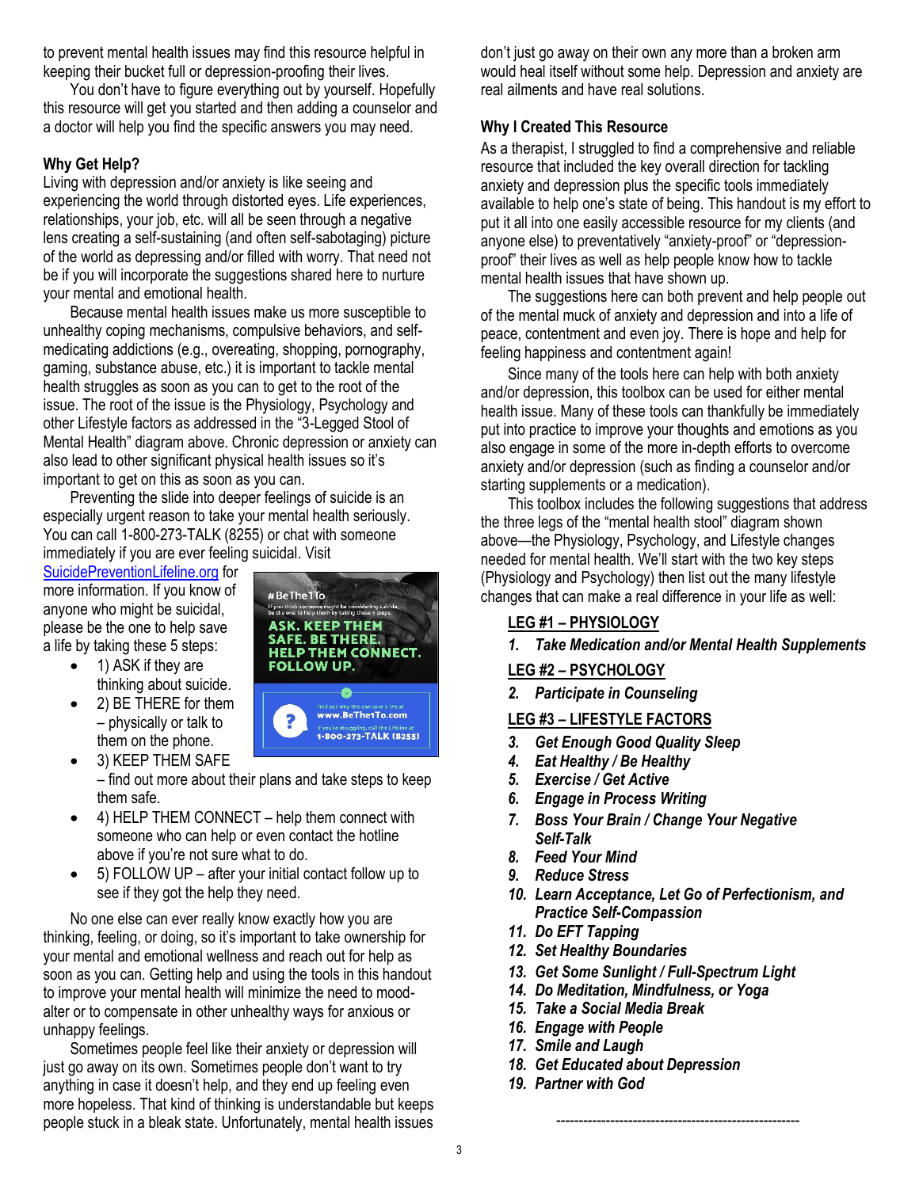to prevent mental health issues may find this resource helpful in keeping their bucket full or depression-proofing their lives.

You don't have to figure everything out by yourself. Hopefully this resource will get you started and then adding a counselor and a doctor will help you find the specific answers you may need.

**Why Get Help?**

Living with depression and/or anxiety is like seeing and experiencing the world through distorted eyes. Life experiences, relationships, your job, etc. will all be seen through a negative lens creating a self-sustaining (and often self-sabotaging) picture of the world as depressing and/or filled with worry. That need not be if you will incorporate the suggestions shared here to nurture your mental and emotional health.

Because mental health issues make us more susceptible to unhealthy coping mechanisms, compulsive behaviors, and self-medicating addictions (e.g., overeating, shopping, pornography, gaming, substance abuse, etc.) it is important to tackle mental health struggles as soon as you can to get to the root of the issue. The root of the issue is the Physiology, Psychology and other Lifestyle factors as addressed in the "3-Legged Stool of Mental Health" diagram above. Chronic depression or anxiety can also lead to other significant physical health issues so it's important to get on this as soon as you can.

Preventing the slide into deeper feelings of suicide is an especially urgent reason to take your mental health seriously. You can call 1-800-273-TALK (8255) or chat with someone immediately if you are ever feeling suicidal. Visit SuicidePreventionLifeline.org for more information. If you know of anyone who might be suicidal, please be the one to help save a life by taking these 5 steps:

#BeThe1To
If you think someone might be considering suicide, be the one to help them by taking these 5 steps:
ASK. KEEP THEM SAFE. BE THERE. HELP THEM CONNECT. FOLLOW UP.
Find out why this can save a life at www.BeThe1To.com
If you're struggling, call the Lifeline at 1-800-273-TALK (8255)

- 1) ASK if they are thinking about suicide.
- 2) BE THERE for them – physically or talk to them on the phone.
- 3) KEEP THEM SAFE – find out more about their plans and take steps to keep them safe.
- 4) HELP THEM CONNECT – help them connect with someone who can help or even contact the hotline above if you're not sure what to do.
- 5) FOLLOW UP – after your initial contact follow up to see if they got the help they need.

No one else can ever really know exactly how you are thinking, feeling, or doing, so it's important to take ownership for your mental and emotional wellness and reach out for help as soon as you can. Getting help and using the tools in this handout to improve your mental health will minimize the need to mood-alter or to compensate in other unhealthy ways for anxious or unhappy feelings.

Sometimes people feel like their anxiety or depression will just go away on its own. Sometimes people don't want to try anything in case it doesn't help, and they end up feeling even more hopeless. That kind of thinking is understandable but keeps people stuck in a bleak state. Unfortunately, mental health issues don't just go away on their own any more than a broken arm would heal itself without some help. Depression and anxiety are real ailments and have real solutions.

**Why I Created This Resource**

As a therapist, I struggled to find a comprehensive and reliable resource that included the key overall direction for tackling anxiety and depression plus the specific tools immediately available to help one's state of being. This handout is my effort to put it all into one easily accessible resource for my clients (and anyone else) to preventatively "anxiety-proof" or "depression-proof" their lives as well as help people know how to tackle mental health issues that have shown up.

The suggestions here can both prevent and help people out of the mental muck of anxiety and depression and into a life of peace, contentment and even joy. There is hope and help for feeling happiness and contentment again!

Since many of the tools here can help with both anxiety and/or depression, this toolbox can be used for either mental health issue. Many of these tools can thankfully be immediately put into practice to improve your thoughts and emotions as you also engage in some of the more in-depth efforts to overcome anxiety and/or depression (such as finding a counselor and/or starting supplements or a medication).

This toolbox includes the following suggestions that address the three legs of the "mental health stool" diagram shown above—the Physiology, Psychology, and Lifestyle changes needed for mental health. We'll start with the two key steps (Physiology and Psychology) then list out the many lifestyle changes that can make a real difference in your life as well:

**LEG #1 – PHYSIOLOGY**

1. ***Take Medication and/or Mental Health Supplements***

**LEG #2 – PSYCHOLOGY**

2. ***Participate in Counseling***

**LEG #3 – LIFESTYLE FACTORS**

3. ***Get Enough Good Quality Sleep***
4. ***Eat Healthy / Be Healthy***
5. ***Exercise / Get Active***
6. ***Engage in Process Writing***
7. ***Boss Your Brain / Change Your Negative Self-Talk***
8. ***Feed Your Mind***
9. ***Reduce Stress***
10. ***Learn Acceptance, Let Go of Perfectionism, and Practice Self-Compassion***
11. ***Do EFT Tapping***
12. ***Set Healthy Boundaries***
13. ***Get Some Sunlight / Full-Spectrum Light***
14. ***Do Meditation, Mindfulness, or Yoga***
15. ***Take a Social Media Break***
16. ***Engage with People***
17. ***Smile and Laugh***
18. ***Get Educated about Depression***
19. ***Partner with God***

---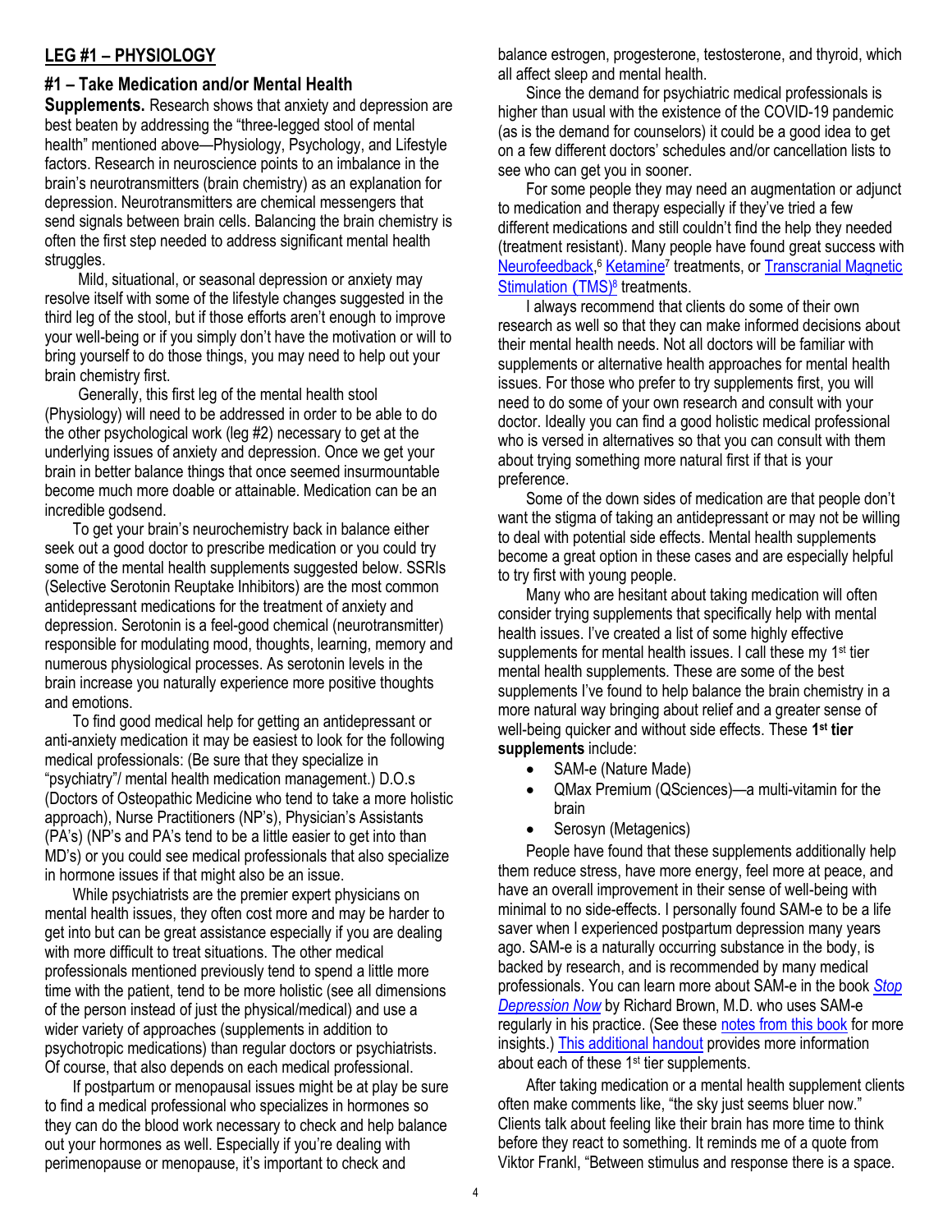## LEG #1 – PHYSIOLOGY

### #1 – Take Medication and/or Mental Health

**Supplements.** Research shows that anxiety and depression are best beaten by addressing the "three-legged stool of mental health" mentioned above—Physiology, Psychology, and Lifestyle factors. Research in neuroscience points to an imbalance in the brain's neurotransmitters (brain chemistry) as an explanation for depression. Neurotransmitters are chemical messengers that send signals between brain cells. Balancing the brain chemistry is often the first step needed to address significant mental health struggles.

Mild, situational, or seasonal depression or anxiety may resolve itself with some of the lifestyle changes suggested in the third leg of the stool, but if those efforts aren't enough to improve your well-being or if you simply don't have the motivation or will to bring yourself to do those things, you may need to help out your brain chemistry first.

Generally, this first leg of the mental health stool (Physiology) will need to be addressed in order to be able to do the other psychological work (leg #2) necessary to get at the underlying issues of anxiety and depression. Once we get your brain in better balance things that once seemed insurmountable become much more doable or attainable. Medication can be an incredible godsend.

To get your brain's neurochemistry back in balance either seek out a good doctor to prescribe medication or you could try some of the mental health supplements suggested below. SSRIs (Selective Serotonin Reuptake Inhibitors) are the most common antidepressant medications for the treatment of anxiety and depression. Serotonin is a feel-good chemical (neurotransmitter) responsible for modulating mood, thoughts, learning, memory and numerous physiological processes. As serotonin levels in the brain increase you naturally experience more positive thoughts and emotions.

To find good medical help for getting an antidepressant or anti-anxiety medication it may be easiest to look for the following medical professionals: (Be sure that they specialize in "psychiatry"/ mental health medication management.) D.O.s (Doctors of Osteopathic Medicine who tend to take a more holistic approach), Nurse Practitioners (NP's), Physician's Assistants (PA's) (NP's and PA's tend to be a little easier to get into than MD's) or you could see medical professionals that also specialize in hormone issues if that might also be an issue.

While psychiatrists are the premier expert physicians on mental health issues, they often cost more and may be harder to get into but can be great assistance especially if you are dealing with more difficult to treat situations. The other medical professionals mentioned previously tend to spend a little more time with the patient, tend to be more holistic (see all dimensions of the person instead of just the physical/medical) and use a wider variety of approaches (supplements in addition to psychotropic medications) than regular doctors or psychiatrists. Of course, that also depends on each medical professional.

If postpartum or menopausal issues might be at play be sure to find a medical professional who specializes in hormones so they can do the blood work necessary to check and help balance out your hormones as well. Especially if you're dealing with perimenopause or menopause, it's important to check and balance estrogen, progesterone, testosterone, and thyroid, which all affect sleep and mental health.

Since the demand for psychiatric medical professionals is higher than usual with the existence of the COVID-19 pandemic (as is the demand for counselors) it could be a good idea to get on a few different doctors' schedules and/or cancellation lists to see who can get you in sooner.

For some people they may need an augmentation or adjunct to medication and therapy especially if they've tried a few different medications and still couldn't find the help they needed (treatment resistant). Many people have found great success with Neurofeedback,[6] Ketamine[7] treatments, or Transcranial Magnetic Stimulation (TMS)[8] treatments.

I always recommend that clients do some of their own research as well so that they can make informed decisions about their mental health needs. Not all doctors will be familiar with supplements or alternative health approaches for mental health issues. For those who prefer to try supplements first, you will need to do some of your own research and consult with your doctor. Ideally you can find a good holistic medical professional who is versed in alternatives so that you can consult with them about trying something more natural first if that is your preference.

Some of the down sides of medication are that people don't want the stigma of taking an antidepressant or may not be willing to deal with potential side effects. Mental health supplements become a great option in these cases and are especially helpful to try first with young people.

Many who are hesitant about taking medication will often consider trying supplements that specifically help with mental health issues. I've created a list of some highly effective supplements for mental health issues. I call these my 1st tier mental health supplements. These are some of the best supplements I've found to help balance the brain chemistry in a more natural way bringing about relief and a greater sense of well-being quicker and without side effects. These **1st tier supplements** include:

- SAM-e (Nature Made)
- QMax Premium (QSciences)—a multi-vitamin for the brain
- Serosyn (Metagenics)

People have found that these supplements additionally help them reduce stress, have more energy, feel more at peace, and have an overall improvement in their sense of well-being with minimal to no side-effects. I personally found SAM-e to be a life saver when I experienced postpartum depression many years ago. SAM-e is a naturally occurring substance in the body, is backed by research, and is recommended by many medical professionals. You can learn more about SAM-e in the book *Stop Depression Now* by Richard Brown, M.D. who uses SAM-e regularly in his practice. (See these notes from this book for more insights.) This additional handout provides more information about each of these 1st tier supplements.

After taking medication or a mental health supplement clients often make comments like, "the sky just seems bluer now." Clients talk about feeling like their brain has more time to think before they react to something. It reminds me of a quote from Viktor Frankl, "Between stimulus and response there is a space.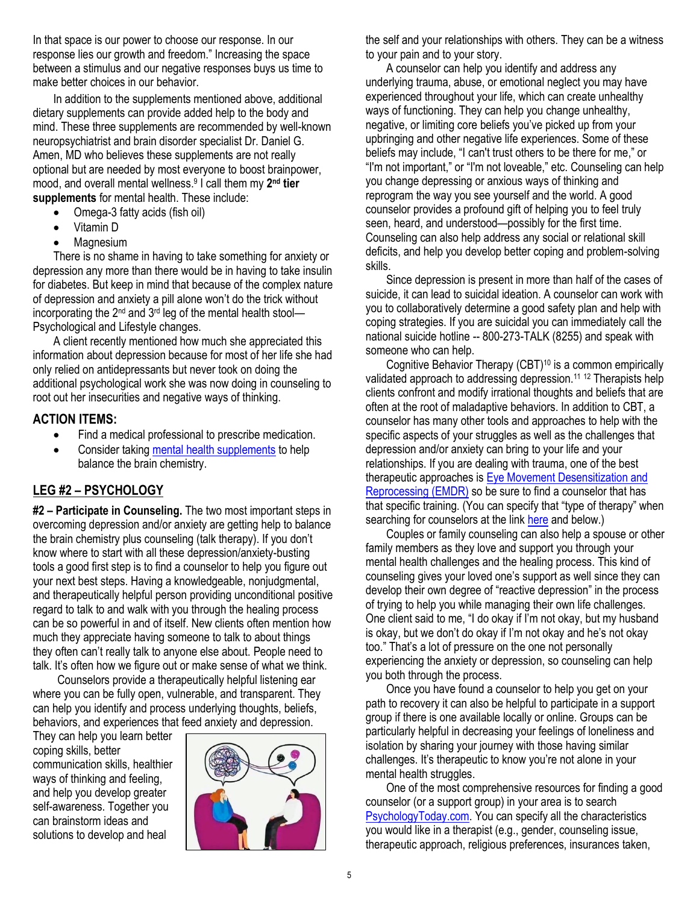In that space is our power to choose our response. In our response lies our growth and freedom." Increasing the space between a stimulus and our negative responses buys us time to make better choices in our behavior.

In addition to the supplements mentioned above, additional dietary supplements can provide added help to the body and mind. These three supplements are recommended by well-known neuropsychiatrist and brain disorder specialist Dr. Daniel G. Amen, MD who believes these supplements are not really optional but are needed by most everyone to boost brainpower, mood, and overall mental wellness.[9] I call them my **2nd tier supplements** for mental health. These include:

- Omega-3 fatty acids (fish oil)
- Vitamin D
- Magnesium

There is no shame in having to take something for anxiety or depression any more than there would be in having to take insulin for diabetes. But keep in mind that because of the complex nature of depression and anxiety a pill alone won't do the trick without incorporating the 2nd and 3rd leg of the mental health stool—Psychological and Lifestyle changes.

A client recently mentioned how much she appreciated this information about depression because for most of her life she had only relied on antidepressants but never took on doing the additional psychological work she was now doing in counseling to root out her insecurities and negative ways of thinking.

### ACTION ITEMS:

- Find a medical professional to prescribe medication.
- Consider taking mental health supplements to help balance the brain chemistry.

## LEG #2 – PSYCHOLOGY

**#2 – Participate in Counseling.** The two most important steps in overcoming depression and/or anxiety are getting help to balance the brain chemistry plus counseling (talk therapy). If you don't know where to start with all these depression/anxiety-busting tools a good first step is to find a counselor to help you figure out your next best steps. Having a knowledgeable, nonjudgmental, and therapeutically helpful person providing unconditional positive regard to talk to and walk with you through the healing process can be so powerful in and of itself. New clients often mention how much they appreciate having someone to talk to about things they often can't really talk to anyone else about. People need to talk. It's often how we figure out or make sense of what we think.

Counselors provide a therapeutically helpful listening ear where you can be fully open, vulnerable, and transparent. They can help you identify and process underlying thoughts, beliefs, behaviors, and experiences that feed anxiety and depression. They can help you learn better coping skills, better communication skills, healthier ways of thinking and feeling, and help you develop greater self-awareness. Together you can brainstorm ideas and solutions to develop and heal the self and your relationships with others. They can be a witness to your pain and to your story.

A counselor can help you identify and address any underlying trauma, abuse, or emotional neglect you may have experienced throughout your life, which can create unhealthy ways of functioning. They can help you change unhealthy, negative, or limiting core beliefs you've picked up from your upbringing and other negative life experiences. Some of these beliefs may include, "I can't trust others to be there for me," or "I'm not important," or "I'm not loveable," etc. Counseling can help you change depressing or anxious ways of thinking and reprogram the way you see yourself and the world. A good counselor provides a profound gift of helping you to feel truly seen, heard, and understood—possibly for the first time. Counseling can also help address any social or relational skill deficits, and help you develop better coping and problem-solving skills.

Since depression is present in more than half of the cases of suicide, it can lead to suicidal ideation. A counselor can work with you to collaboratively determine a good safety plan and help with coping strategies. If you are suicidal you can immediately call the national suicide hotline -- 800-273-TALK (8255) and speak with someone who can help.

Cognitive Behavior Therapy (CBT)[10] is a common empirically validated approach to addressing depression.[11, 12] Therapists help clients confront and modify irrational thoughts and beliefs that are often at the root of maladaptive behaviors. In addition to CBT, a counselor has many other tools and approaches to help with the specific aspects of your struggles as well as the challenges that depression and/or anxiety can bring to your life and your relationships. If you are dealing with trauma, one of the best therapeutic approaches is Eye Movement Desensitization and Reprocessing (EMDR) so be sure to find a counselor that has that specific training. (You can specify that "type of therapy" when searching for counselors at the link here and below.)

Couples or family counseling can also help a spouse or other family members as they love and support you through your mental health challenges and the healing process. This kind of counseling gives your loved one's support as well since they can develop their own degree of "reactive depression" in the process of trying to help you while managing their own life challenges. One client said to me, "I do okay if I'm not okay, but my husband is okay, but we don't do okay if I'm not okay and he's not okay too." That's a lot of pressure on the one not personally experiencing the anxiety or depression, so counseling can help you both through the process.

Once you have found a counselor to help you get on your path to recovery it can also be helpful to participate in a support group if there is one available locally or online. Groups can be particularly helpful in decreasing your feelings of loneliness and isolation by sharing your journey with those having similar challenges. It's therapeutic to know you're not alone in your mental health struggles.

One of the most comprehensive resources for finding a good counselor (or a support group) in your area is to search PsychologyToday.com. You can specify all the characteristics you would like in a therapist (e.g., gender, counseling issue, therapeutic approach, religious preferences, insurances taken,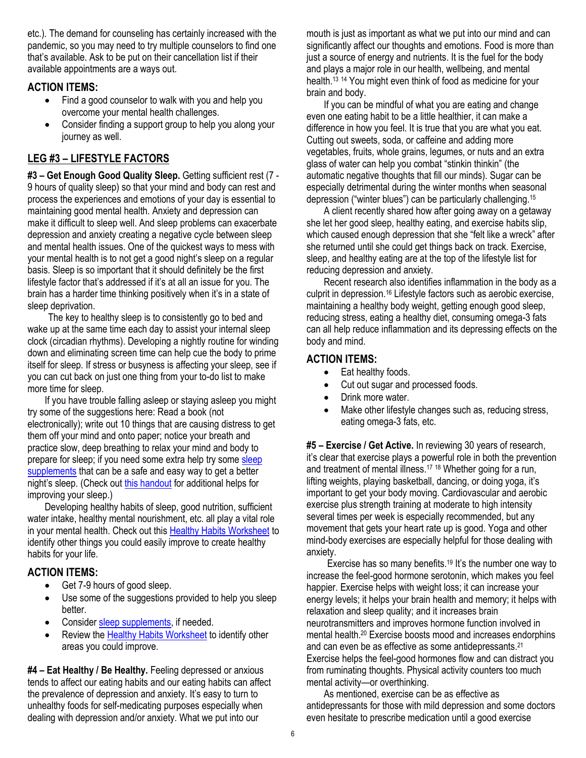etc.). The demand for counseling has certainly increased with the pandemic, so you may need to try multiple counselors to find one that's available. Ask to be put on their cancellation list if their available appointments are a ways out.

### ACTION ITEMS:

- Find a good counselor to walk with you and help you overcome your mental health challenges.
- Consider finding a support group to help you along your journey as well.

## LEG #3 – LIFESTYLE FACTORS

**#3 – Get Enough Good Quality Sleep.** Getting sufficient rest (7 - 9 hours of quality sleep) so that your mind and body can rest and process the experiences and emotions of your day is essential to maintaining good mental health. Anxiety and depression can make it difficult to sleep well. And sleep problems can exacerbate depression and anxiety creating a negative cycle between sleep and mental health issues. One of the quickest ways to mess with your mental health is to not get a good night's sleep on a regular basis. Sleep is so important that it should definitely be the first lifestyle factor that's addressed if it's at all an issue for you. The brain has a harder time thinking positively when it's in a state of sleep deprivation.

The key to healthy sleep is to consistently go to bed and wake up at the same time each day to assist your internal sleep clock (circadian rhythms). Developing a nightly routine for winding down and eliminating screen time can help cue the body to prime itself for sleep. If stress or busyness is affecting your sleep, see if you can cut back on just one thing from your to-do list to make more time for sleep.

If you have trouble falling asleep or staying asleep you might try some of the suggestions here: Read a book (not electronically); write out 10 things that are causing distress to get them off your mind and onto paper; notice your breath and practice slow, deep breathing to relax your mind and body to prepare for sleep; if you need some extra help try some sleep supplements that can be a safe and easy way to get a better night's sleep. (Check out this handout for additional helps for improving your sleep.)

Developing healthy habits of sleep, good nutrition, sufficient water intake, healthy mental nourishment, etc. all play a vital role in your mental health. Check out this Healthy Habits Worksheet to identify other things you could easily improve to create healthy habits for your life.

### ACTION ITEMS:

- Get 7-9 hours of good sleep.
- Use some of the suggestions provided to help you sleep better.
- Consider sleep supplements, if needed.
- Review the Healthy Habits Worksheet to identify other areas you could improve.

**#4 – Eat Healthy / Be Healthy.** Feeling depressed or anxious tends to affect our eating habits and our eating habits can affect the prevalence of depression and anxiety. It's easy to turn to unhealthy foods for self-medicating purposes especially when dealing with depression and/or anxiety. What we put into our mouth is just as important as what we put into our mind and can significantly affect our thoughts and emotions. Food is more than just a source of energy and nutrients. It is the fuel for the body and plays a major role in our health, wellbeing, and mental health.[13] [14] You might even think of food as medicine for your brain and body.

If you can be mindful of what you are eating and change even one eating habit to be a little healthier, it can make a difference in how you feel. It is true that you are what you eat. Cutting out sweets, soda, or caffeine and adding more vegetables, fruits, whole grains, legumes, or nuts and an extra glass of water can help you combat "stinkin thinkin" (the automatic negative thoughts that fill our minds). Sugar can be especially detrimental during the winter months when seasonal depression ("winter blues") can be particularly challenging.[15]

A client recently shared how after going away on a getaway she let her good sleep, healthy eating, and exercise habits slip, which caused enough depression that she "felt like a wreck" after she returned until she could get things back on track. Exercise, sleep, and healthy eating are at the top of the lifestyle list for reducing depression and anxiety.

Recent research also identifies inflammation in the body as a culprit in depression.[16] Lifestyle factors such as aerobic exercise, maintaining a healthy body weight, getting enough good sleep, reducing stress, eating a healthy diet, consuming omega-3 fats can all help reduce inflammation and its depressing effects on the body and mind.

### ACTION ITEMS:

- Eat healthy foods.
- Cut out sugar and processed foods.
- Drink more water.
- Make other lifestyle changes such as, reducing stress, eating omega-3 fats, etc.

**#5 – Exercise / Get Active.** In reviewing 30 years of research, it's clear that exercise plays a powerful role in both the prevention and treatment of mental illness.[17] [18] Whether going for a run, lifting weights, playing basketball, dancing, or doing yoga, it's important to get your body moving. Cardiovascular and aerobic exercise plus strength training at moderate to high intensity several times per week is especially recommended, but any movement that gets your heart rate up is good. Yoga and other mind-body exercises are especially helpful for those dealing with anxiety.

Exercise has so many benefits.[19] It's the number one way to increase the feel-good hormone serotonin, which makes you feel happier. Exercise helps with weight loss; it can increase your energy levels; it helps your brain health and memory; it helps with relaxation and sleep quality; and it increases brain neurotransmitters and improves hormone function involved in mental health.[20] Exercise boosts mood and increases endorphins and can even be as effective as some antidepressants.[21] Exercise helps the feel-good hormones flow and can distract you from ruminating thoughts. Physical activity counters too much mental activity—or overthinking.

As mentioned, exercise can be as effective as antidepressants for those with mild depression and some doctors even hesitate to prescribe medication until a good exercise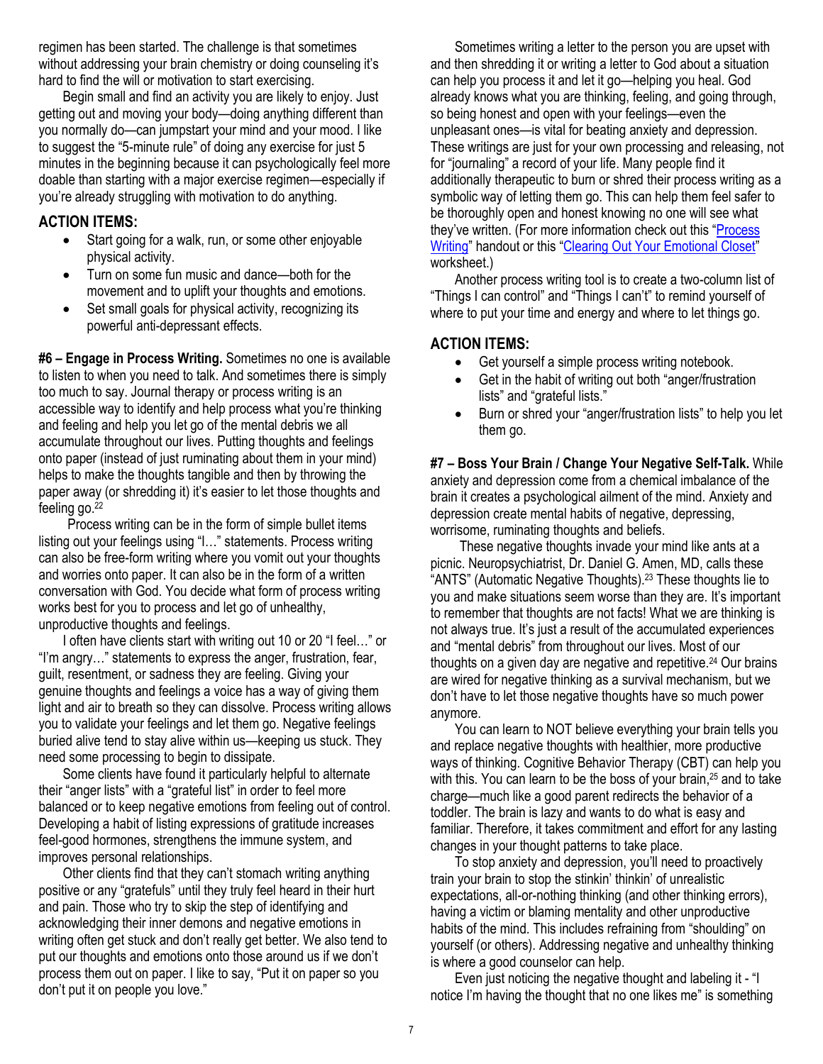regimen has been started. The challenge is that sometimes without addressing your brain chemistry or doing counseling it's hard to find the will or motivation to start exercising.

Begin small and find an activity you are likely to enjoy. Just getting out and moving your body—doing anything different than you normally do—can jumpstart your mind and your mood. I like to suggest the "5-minute rule" of doing any exercise for just 5 minutes in the beginning because it can psychologically feel more doable than starting with a major exercise regimen—especially if you're already struggling with motivation to do anything.

## ACTION ITEMS:

- Start going for a walk, run, or some other enjoyable physical activity.
- Turn on some fun music and dance—both for the movement and to uplift your thoughts and emotions.
- Set small goals for physical activity, recognizing its powerful anti-depressant effects.

**#6 – Engage in Process Writing.** Sometimes no one is available to listen to when you need to talk. And sometimes there is simply too much to say. Journal therapy or process writing is an accessible way to identify and help process what you're thinking and feeling and help you let go of the mental debris we all accumulate throughout our lives. Putting thoughts and feelings onto paper (instead of just ruminating about them in your mind) helps to make the thoughts tangible and then by throwing the paper away (or shredding it) it's easier to let those thoughts and feeling go.[22]

Process writing can be in the form of simple bullet items listing out your feelings using "I…" statements. Process writing can also be free-form writing where you vomit out your thoughts and worries onto paper. It can also be in the form of a written conversation with God. You decide what form of process writing works best for you to process and let go of unhealthy, unproductive thoughts and feelings.

I often have clients start with writing out 10 or 20 "I feel…" or "I'm angry…" statements to express the anger, frustration, fear, guilt, resentment, or sadness they are feeling. Giving your genuine thoughts and feelings a voice has a way of giving them light and air to breath so they can dissolve. Process writing allows you to validate your feelings and let them go. Negative feelings buried alive tend to stay alive within us—keeping us stuck. They need some processing to begin to dissipate.

Some clients have found it particularly helpful to alternate their "anger lists" with a "grateful list" in order to feel more balanced or to keep negative emotions from feeling out of control. Developing a habit of listing expressions of gratitude increases feel-good hormones, strengthens the immune system, and improves personal relationships.

Other clients find that they can't stomach writing anything positive or any "gratefuls" until they truly feel heard in their hurt and pain. Those who try to skip the step of identifying and acknowledging their inner demons and negative emotions in writing often get stuck and don't really get better. We also tend to put our thoughts and emotions onto those around us if we don't process them out on paper. I like to say, "Put it on paper so you don't put it on people you love."

Sometimes writing a letter to the person you are upset with and then shredding it or writing a letter to God about a situation can help you process it and let it go—helping you heal. God already knows what you are thinking, feeling, and going through, so being honest and open with your feelings—even the unpleasant ones—is vital for beating anxiety and depression. These writings are just for your own processing and releasing, not for "journaling" a record of your life. Many people find it additionally therapeutic to burn or shred their process writing as a symbolic way of letting them go. This can help them feel safer to be thoroughly open and honest knowing no one will see what they've written. (For more information check out this "Process Writing" handout or this "Clearing Out Your Emotional Closet" worksheet.)

Another process writing tool is to create a two-column list of "Things I can control" and "Things I can't" to remind yourself of where to put your time and energy and where to let things go.

## ACTION ITEMS:

- Get yourself a simple process writing notebook.
- Get in the habit of writing out both "anger/frustration lists" and "grateful lists."
- Burn or shred your "anger/frustration lists" to help you let them go.

**#7 – Boss Your Brain / Change Your Negative Self-Talk.** While anxiety and depression come from a chemical imbalance of the brain it creates a psychological ailment of the mind. Anxiety and depression create mental habits of negative, depressing, worrisome, ruminating thoughts and beliefs.

These negative thoughts invade your mind like ants at a picnic. Neuropsychiatrist, Dr. Daniel G. Amen, MD, calls these "ANTS" (Automatic Negative Thoughts).[23] These thoughts lie to you and make situations seem worse than they are. It's important to remember that thoughts are not facts! What we are thinking is not always true. It's just a result of the accumulated experiences and "mental debris" from throughout our lives. Most of our thoughts on a given day are negative and repetitive.[24] Our brains are wired for negative thinking as a survival mechanism, but we don't have to let those negative thoughts have so much power anymore.

You can learn to NOT believe everything your brain tells you and replace negative thoughts with healthier, more productive ways of thinking. Cognitive Behavior Therapy (CBT) can help you with this. You can learn to be the boss of your brain,[25] and to take charge—much like a good parent redirects the behavior of a toddler. The brain is lazy and wants to do what is easy and familiar. Therefore, it takes commitment and effort for any lasting changes in your thought patterns to take place.

To stop anxiety and depression, you'll need to proactively train your brain to stop the stinkin' thinkin' of unrealistic expectations, all-or-nothing thinking (and other thinking errors), having a victim or blaming mentality and other unproductive habits of the mind. This includes refraining from "shoulding" on yourself (or others). Addressing negative and unhealthy thinking is where a good counselor can help.

Even just noticing the negative thought and labeling it - "I notice I'm having the thought that no one likes me" is something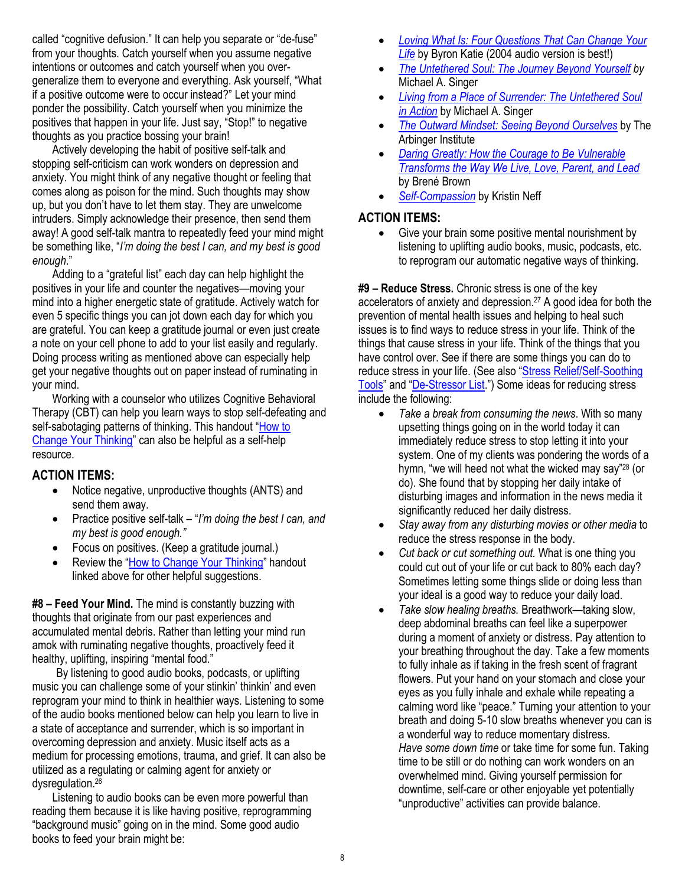called "cognitive defusion." It can help you separate or "de-fuse" from your thoughts. Catch yourself when you assume negative intentions or outcomes and catch yourself when you over-generalize them to everyone and everything. Ask yourself, "What if a positive outcome were to occur instead?" Let your mind ponder the possibility. Catch yourself when you minimize the positives that happen in your life. Just say, "Stop!" to negative thoughts as you practice bossing your brain!

Actively developing the habit of positive self-talk and stopping self-criticism can work wonders on depression and anxiety. You might think of any negative thought or feeling that comes along as poison for the mind. Such thoughts may show up, but you don't have to let them stay. They are unwelcome intruders. Simply acknowledge their presence, then send them away! A good self-talk mantra to repeatedly feed your mind might be something like, "*I'm doing the best I can, and my best is good enough*."

Adding to a "grateful list" each day can help highlight the positives in your life and counter the negatives—moving your mind into a higher energetic state of gratitude. Actively watch for even 5 specific things you can jot down each day for which you are grateful. You can keep a gratitude journal or even just create a note on your cell phone to add to your list easily and regularly. Doing process writing as mentioned above can especially help get your negative thoughts out on paper instead of ruminating in your mind.

Working with a counselor who utilizes Cognitive Behavioral Therapy (CBT) can help you learn ways to stop self-defeating and self-sabotaging patterns of thinking. This handout "How to Change Your Thinking" can also be helpful as a self-help resource.

### ACTION ITEMS:

- Notice negative, unproductive thoughts (ANTS) and send them away.
- Practice positive self-talk – "*I'm doing the best I can, and my best is good enough.*"
- Focus on positives. (Keep a gratitude journal.)
- Review the "How to Change Your Thinking" handout linked above for other helpful suggestions.

**#8 – Feed Your Mind.** The mind is constantly buzzing with thoughts that originate from our past experiences and accumulated mental debris. Rather than letting your mind run amok with ruminating negative thoughts, proactively feed it healthy, uplifting, inspiring "mental food."

By listening to good audio books, podcasts, or uplifting music you can challenge some of your stinkin' thinkin' and even reprogram your mind to think in healthier ways. Listening to some of the audio books mentioned below can help you learn to live in a state of acceptance and surrender, which is so important in overcoming depression and anxiety. Music itself acts as a medium for processing emotions, trauma, and grief. It can also be utilized as a regulating or calming agent for anxiety or dysregulation.[26]

Listening to audio books can be even more powerful than reading them because it is like having positive, reprogramming "background music" going on in the mind. Some good audio books to feed your brain might be:

- *Loving What Is: Four Questions That Can Change Your Life* by Byron Katie (2004 audio version is best!)
- *The Untethered Soul: The Journey Beyond Yourself* by Michael A. Singer
- *Living from a Place of Surrender: The Untethered Soul in Action* by Michael A. Singer
- *The Outward Mindset: Seeing Beyond Ourselves* by The Arbinger Institute
- *Daring Greatly: How the Courage to Be Vulnerable Transforms the Way We Live, Love, Parent, and Lead* by Brené Brown
- *Self-Compassion* by Kristin Neff

### ACTION ITEMS:

- Give your brain some positive mental nourishment by listening to uplifting audio books, music, podcasts, etc. to reprogram our automatic negative ways of thinking.

**#9 – Reduce Stress.** Chronic stress is one of the key accelerators of anxiety and depression.[27] A good idea for both the prevention of mental health issues and helping to heal such issues is to find ways to reduce stress in your life. Think of the things that cause stress in your life. Think of the things that you have control over. See if there are some things you can do to reduce stress in your life. (See also "Stress Relief/Self-Soothing Tools" and "De-Stressor List.") Some ideas for reducing stress include the following:

- *Take a break from consuming the news*. With so many upsetting things going on in the world today it can immediately reduce stress to stop letting it into your system. One of my clients was pondering the words of a hymn, "we will heed not what the wicked may say"[28] (or do). She found that by stopping her daily intake of disturbing images and information in the news media it significantly reduced her daily distress.
- *Stay away from any disturbing movies or other media* to reduce the stress response in the body.
- *Cut back or cut something out.* What is one thing you could cut out of your life or cut back to 80% each day? Sometimes letting some things slide or doing less than your ideal is a good way to reduce your daily load.
- *Take slow healing breaths.* Breathwork—taking slow, deep abdominal breaths can feel like a superpower during a moment of anxiety or distress. Pay attention to your breathing throughout the day. Take a few moments to fully inhale as if taking in the fresh scent of fragrant flowers. Put your hand on your stomach and close your eyes as you fully inhale and exhale while repeating a calming word like "peace." Turning your attention to your breath and doing 5-10 slow breaths whenever you can is a wonderful way to reduce momentary distress.
  *Have some down time* or take time for some fun. Taking time to be still or do nothing can work wonders on an overwhelmed mind. Giving yourself permission for downtime, self-care or other enjoyable yet potentially "unproductive" activities can provide balance.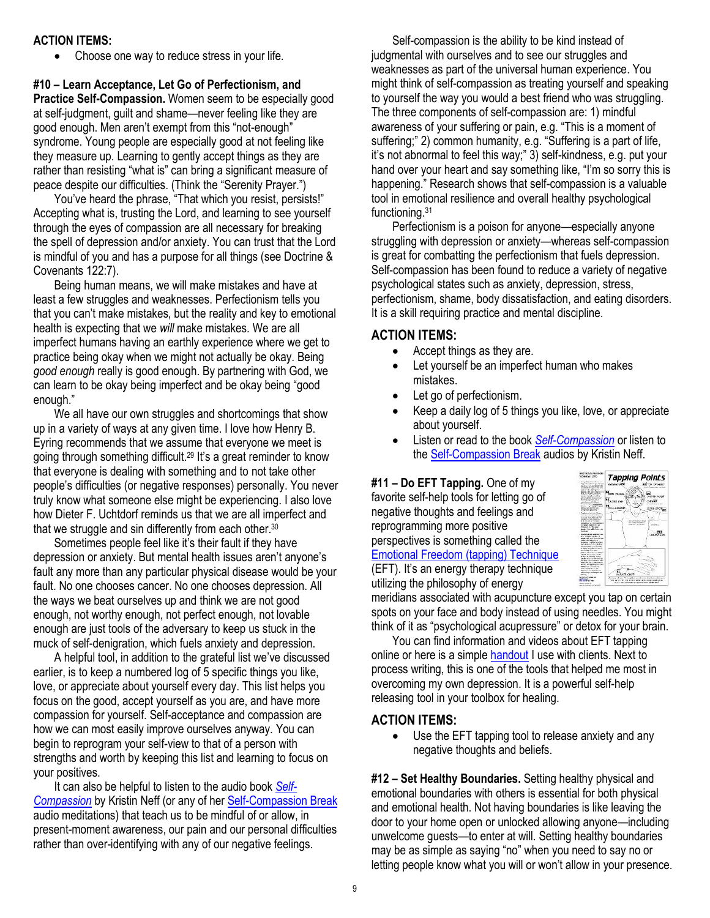**ACTION ITEMS:**

- Choose one way to reduce stress in your life.

**#10 – Learn Acceptance, Let Go of Perfectionism, and Practice Self-Compassion.** Women seem to be especially good at self-judgment, guilt and shame—never feeling like they are good enough. Men aren't exempt from this "not-enough" syndrome. Young people are especially good at not feeling like they measure up. Learning to gently accept things as they are rather than resisting "what is" can bring a significant measure of peace despite our difficulties. (Think the "Serenity Prayer.")

You've heard the phrase, "That which you resist, persists!" Accepting what is, trusting the Lord, and learning to see yourself through the eyes of compassion are all necessary for breaking the spell of depression and/or anxiety. You can trust that the Lord is mindful of you and has a purpose for all things (see Doctrine & Covenants 122:7).

Being human means, we will make mistakes and have at least a few struggles and weaknesses. Perfectionism tells you that you can't make mistakes, but the reality and key to emotional health is expecting that we *will* make mistakes. We are all imperfect humans having an earthly experience where we get to practice being okay when we might not actually be okay. Being *good enough* really is good enough. By partnering with God, we can learn to be okay being imperfect and be okay being "good enough."

We all have our own struggles and shortcomings that show up in a variety of ways at any given time. I love how Henry B. Eyring recommends that we assume that everyone we meet is going through something difficult.[29] It's a great reminder to know that everyone is dealing with something and to not take other people's difficulties (or negative responses) personally. You never truly know what someone else might be experiencing. I also love how Dieter F. Uchtdorf reminds us that we are all imperfect and that we struggle and sin differently from each other.[30]

Sometimes people feel like it's their fault if they have depression or anxiety. But mental health issues aren't anyone's fault any more than any particular physical disease would be your fault. No one chooses cancer. No one chooses depression. All the ways we beat ourselves up and think we are not good enough, not worthy enough, not perfect enough, not lovable enough are just tools of the adversary to keep us stuck in the muck of self-denigration, which fuels anxiety and depression.

A helpful tool, in addition to the grateful list we've discussed earlier, is to keep a numbered log of 5 specific things you like, love, or appreciate about yourself every day. This list helps you focus on the good, accept yourself as you are, and have more compassion for yourself. Self-acceptance and compassion are how we can most easily improve ourselves anyway. You can begin to reprogram your self-view to that of a person with strengths and worth by keeping this list and learning to focus on your positives.

It can also be helpful to listen to the audio book *Self-Compassion* by Kristin Neff (or any of her Self-Compassion Break audio meditations) that teach us to be mindful of or allow, in present-moment awareness, our pain and our personal difficulties rather than over-identifying with any of our negative feelings.

Self-compassion is the ability to be kind instead of judgmental with ourselves and to see our struggles and weaknesses as part of the universal human experience. You might think of self-compassion as treating yourself and speaking to yourself the way you would a best friend who was struggling. The three components of self-compassion are: 1) mindful awareness of your suffering or pain, e.g. "This is a moment of suffering;" 2) common humanity, e.g. "Suffering is a part of life, it's not abnormal to feel this way;" 3) self-kindness, e.g. put your hand over your heart and say something like, "I'm so sorry this is happening." Research shows that self-compassion is a valuable tool in emotional resilience and overall healthy psychological functioning.[31]

Perfectionism is a poison for anyone—especially anyone struggling with depression or anxiety—whereas self-compassion is great for combatting the perfectionism that fuels depression. Self-compassion has been found to reduce a variety of negative psychological states such as anxiety, depression, stress, perfectionism, shame, body dissatisfaction, and eating disorders. It is a skill requiring practice and mental discipline.

## ACTION ITEMS:

- Accept things as they are.
- Let yourself be an imperfect human who makes mistakes.
- Let go of perfectionism.
- Keep a daily log of 5 things you like, love, or appreciate about yourself.
- Listen or read to the book *Self-Compassion* or listen to the Self-Compassion Break audios by Kristin Neff.

**#11 – Do EFT Tapping.** One of my favorite self-help tools for letting go of negative thoughts and feelings and reprogramming more positive perspectives is something called the Emotional Freedom (tapping) Technique (EFT). It's an energy therapy technique utilizing the philosophy of energy meridians associated with acupuncture except you tap on certain spots on your face and body instead of using needles. You might think of it as "psychological acupressure" or detox for your brain.

You can find information and videos about EFT tapping online or here is a simple handout I use with clients. Next to process writing, this is one of the tools that helped me most in overcoming my own depression. It is a powerful self-help releasing tool in your toolbox for healing.

## ACTION ITEMS:

- Use the EFT tapping tool to release anxiety and any negative thoughts and beliefs.

**#12 – Set Healthy Boundaries.** Setting healthy physical and emotional boundaries with others is essential for both physical and emotional health. Not having boundaries is like leaving the door to your home open or unlocked allowing anyone—including unwelcome guests—to enter at will. Setting healthy boundaries may be as simple as saying "no" when you need to say no or letting people know what you will or won't allow in your presence.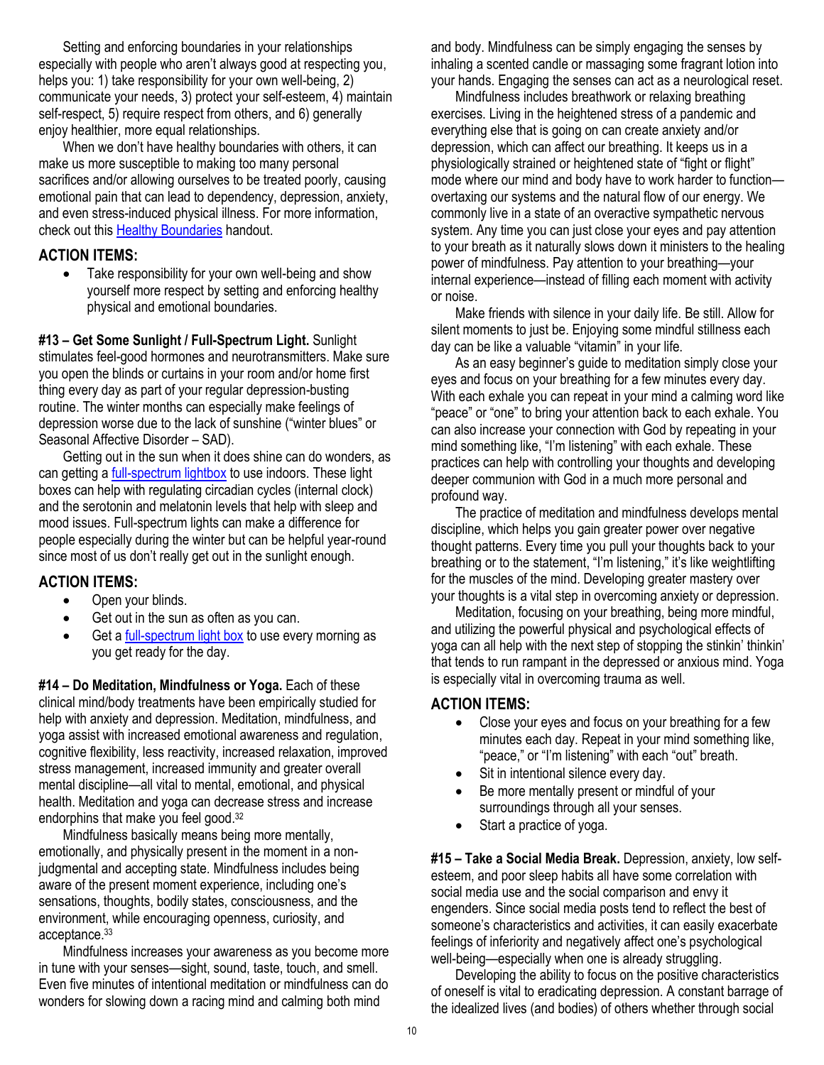Setting and enforcing boundaries in your relationships especially with people who aren't always good at respecting you, helps you: 1) take responsibility for your own well-being, 2) communicate your needs, 3) protect your self-esteem, 4) maintain self-respect, 5) require respect from others, and 6) generally enjoy healthier, more equal relationships.

When we don't have healthy boundaries with others, it can make us more susceptible to making too many personal sacrifices and/or allowing ourselves to be treated poorly, causing emotional pain that can lead to dependency, depression, anxiety, and even stress-induced physical illness. For more information, check out this Healthy Boundaries handout.

## ACTION ITEMS:

- Take responsibility for your own well-being and show yourself more respect by setting and enforcing healthy physical and emotional boundaries.

**#13 – Get Some Sunlight / Full-Spectrum Light.** Sunlight stimulates feel-good hormones and neurotransmitters. Make sure you open the blinds or curtains in your room and/or home first thing every day as part of your regular depression-busting routine. The winter months can especially make feelings of depression worse due to the lack of sunshine ("winter blues" or Seasonal Affective Disorder – SAD).

Getting out in the sun when it does shine can do wonders, as can getting a full-spectrum lightbox to use indoors. These light boxes can help with regulating circadian cycles (internal clock) and the serotonin and melatonin levels that help with sleep and mood issues. Full-spectrum lights can make a difference for people especially during the winter but can be helpful year-round since most of us don't really get out in the sunlight enough.

## ACTION ITEMS:

- Open your blinds.
- Get out in the sun as often as you can.
- Get a full-spectrum light box to use every morning as you get ready for the day.

**#14 – Do Meditation, Mindfulness or Yoga.** Each of these clinical mind/body treatments have been empirically studied for help with anxiety and depression. Meditation, mindfulness, and yoga assist with increased emotional awareness and regulation, cognitive flexibility, less reactivity, increased relaxation, improved stress management, increased immunity and greater overall mental discipline—all vital to mental, emotional, and physical health. Meditation and yoga can decrease stress and increase endorphins that make you feel good.[32]

Mindfulness basically means being more mentally, emotionally, and physically present in the moment in a non-judgmental and accepting state. Mindfulness includes being aware of the present moment experience, including one's sensations, thoughts, bodily states, consciousness, and the environment, while encouraging openness, curiosity, and acceptance.[33]

Mindfulness increases your awareness as you become more in tune with your senses—sight, sound, taste, touch, and smell. Even five minutes of intentional meditation or mindfulness can do wonders for slowing down a racing mind and calming both mind and body. Mindfulness can be simply engaging the senses by inhaling a scented candle or massaging some fragrant lotion into your hands. Engaging the senses can act as a neurological reset.

Mindfulness includes breathwork or relaxing breathing exercises. Living in the heightened stress of a pandemic and everything else that is going on can create anxiety and/or depression, which can affect our breathing. It keeps us in a physiologically strained or heightened state of "fight or flight" mode where our mind and body have to work harder to function—overtaxing our systems and the natural flow of our energy. We commonly live in a state of an overactive sympathetic nervous system. Any time you can just close your eyes and pay attention to your breath as it naturally slows down it ministers to the healing power of mindfulness. Pay attention to your breathing—your internal experience—instead of filling each moment with activity or noise.

Make friends with silence in your daily life. Be still. Allow for silent moments to just be. Enjoying some mindful stillness each day can be like a valuable "vitamin" in your life.

As an easy beginner's guide to meditation simply close your eyes and focus on your breathing for a few minutes every day. With each exhale you can repeat in your mind a calming word like "peace" or "one" to bring your attention back to each exhale. You can also increase your connection with God by repeating in your mind something like, "I'm listening" with each exhale. These practices can help with controlling your thoughts and developing deeper communion with God in a much more personal and profound way.

The practice of meditation and mindfulness develops mental discipline, which helps you gain greater power over negative thought patterns. Every time you pull your thoughts back to your breathing or to the statement, "I'm listening," it's like weightlifting for the muscles of the mind. Developing greater mastery over your thoughts is a vital step in overcoming anxiety or depression.

Meditation, focusing on your breathing, being more mindful, and utilizing the powerful physical and psychological effects of yoga can all help with the next step of stopping the stinkin' thinkin' that tends to run rampant in the depressed or anxious mind. Yoga is especially vital in overcoming trauma as well.

## ACTION ITEMS:

- Close your eyes and focus on your breathing for a few minutes each day. Repeat in your mind something like, "peace," or "I'm listening" with each "out" breath.
- Sit in intentional silence every day.
- Be more mentally present or mindful of your surroundings through all your senses.
- Start a practice of yoga.

**#15 – Take a Social Media Break.** Depression, anxiety, low self-esteem, and poor sleep habits all have some correlation with social media use and the social comparison and envy it engenders. Since social media posts tend to reflect the best of someone's characteristics and activities, it can easily exacerbate feelings of inferiority and negatively affect one's psychological well-being—especially when one is already struggling.

Developing the ability to focus on the positive characteristics of oneself is vital to eradicating depression. A constant barrage of the idealized lives (and bodies) of others whether through social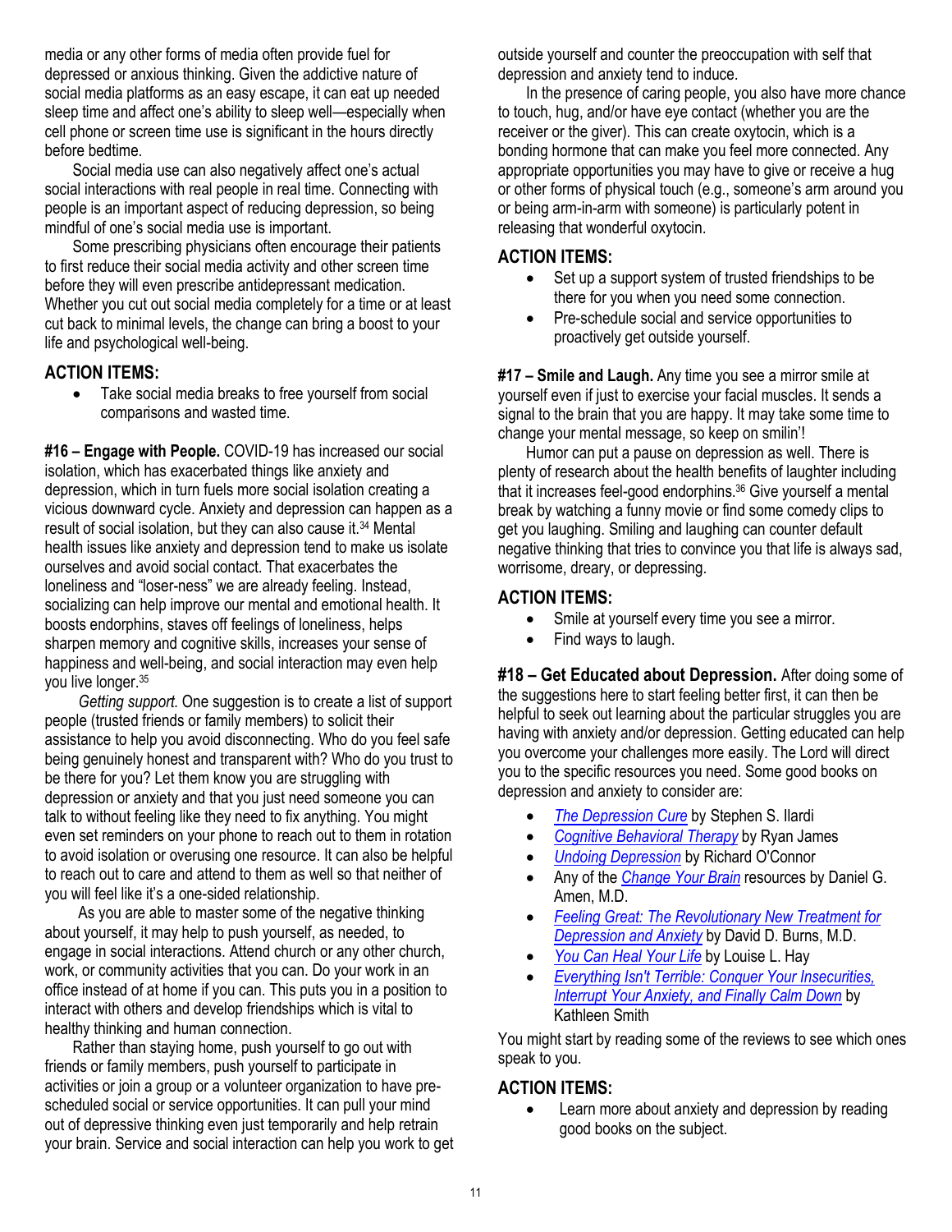media or any other forms of media often provide fuel for depressed or anxious thinking. Given the addictive nature of social media platforms as an easy escape, it can eat up needed sleep time and affect one's ability to sleep well—especially when cell phone or screen time use is significant in the hours directly before bedtime.

Social media use can also negatively affect one's actual social interactions with real people in real time. Connecting with people is an important aspect of reducing depression, so being mindful of one's social media use is important.

Some prescribing physicians often encourage their patients to first reduce their social media activity and other screen time before they will even prescribe antidepressant medication. Whether you cut out social media completely for a time or at least cut back to minimal levels, the change can bring a boost to your life and psychological well-being.

## ACTION ITEMS:

- Take social media breaks to free yourself from social comparisons and wasted time.

**#16 – Engage with People.** COVID-19 has increased our social isolation, which has exacerbated things like anxiety and depression, which in turn fuels more social isolation creating a vicious downward cycle. Anxiety and depression can happen as a result of social isolation, but they can also cause it.[34] Mental health issues like anxiety and depression tend to make us isolate ourselves and avoid social contact. That exacerbates the loneliness and "loser-ness" we are already feeling. Instead, socializing can help improve our mental and emotional health. It boosts endorphins, staves off feelings of loneliness, helps sharpen memory and cognitive skills, increases your sense of happiness and well-being, and social interaction may even help you live longer.[35]

*Getting support.* One suggestion is to create a list of support people (trusted friends or family members) to solicit their assistance to help you avoid disconnecting. Who do you feel safe being genuinely honest and transparent with? Who do you trust to be there for you? Let them know you are struggling with depression or anxiety and that you just need someone you can talk to without feeling like they need to fix anything. You might even set reminders on your phone to reach out to them in rotation to avoid isolation or overusing one resource. It can also be helpful to reach out to care and attend to them as well so that neither of you will feel like it's a one-sided relationship.

As you are able to master some of the negative thinking about yourself, it may help to push yourself, as needed, to engage in social interactions. Attend church or any other church, work, or community activities that you can. Do your work in an office instead of at home if you can. This puts you in a position to interact with others and develop friendships which is vital to healthy thinking and human connection.

Rather than staying home, push yourself to go out with friends or family members, push yourself to participate in activities or join a group or a volunteer organization to have pre-scheduled social or service opportunities. It can pull your mind out of depressive thinking even just temporarily and help retrain your brain. Service and social interaction can help you work to get outside yourself and counter the preoccupation with self that depression and anxiety tend to induce.

In the presence of caring people, you also have more chance to touch, hug, and/or have eye contact (whether you are the receiver or the giver). This can create oxytocin, which is a bonding hormone that can make you feel more connected. Any appropriate opportunities you may have to give or receive a hug or other forms of physical touch (e.g., someone's arm around you or being arm-in-arm with someone) is particularly potent in releasing that wonderful oxytocin.

## ACTION ITEMS:

- Set up a support system of trusted friendships to be there for you when you need some connection.
- Pre-schedule social and service opportunities to proactively get outside yourself.

**#17 – Smile and Laugh.** Any time you see a mirror smile at yourself even if just to exercise your facial muscles. It sends a signal to the brain that you are happy. It may take some time to change your mental message, so keep on smilin'!

Humor can put a pause on depression as well. There is plenty of research about the health benefits of laughter including that it increases feel-good endorphins.[36] Give yourself a mental break by watching a funny movie or find some comedy clips to get you laughing. Smiling and laughing can counter default negative thinking that tries to convince you that life is always sad, worrisome, dreary, or depressing.

## ACTION ITEMS:

- Smile at yourself every time you see a mirror.
- Find ways to laugh.

**#18 – Get Educated about Depression.** After doing some of the suggestions here to start feeling better first, it can then be helpful to seek out learning about the particular struggles you are having with anxiety and/or depression. Getting educated can help you overcome your challenges more easily. The Lord will direct you to the specific resources you need. Some good books on depression and anxiety to consider are:

- *The Depression Cure* by Stephen S. Ilardi
- *Cognitive Behavioral Therapy* by Ryan James
- *Undoing Depression* by Richard O'Connor
- Any of the *Change Your Brain* resources by Daniel G. Amen, M.D.
- *Feeling Great: The Revolutionary New Treatment for Depression and Anxiety* by David D. Burns, M.D.
- *You Can Heal Your Life* by Louise L. Hay
- *Everything Isn't Terrible: Conquer Your Insecurities, Interrupt Your Anxiety, and Finally Calm Down* by Kathleen Smith

You might start by reading some of the reviews to see which ones speak to you.

## ACTION ITEMS:

- Learn more about anxiety and depression by reading good books on the subject.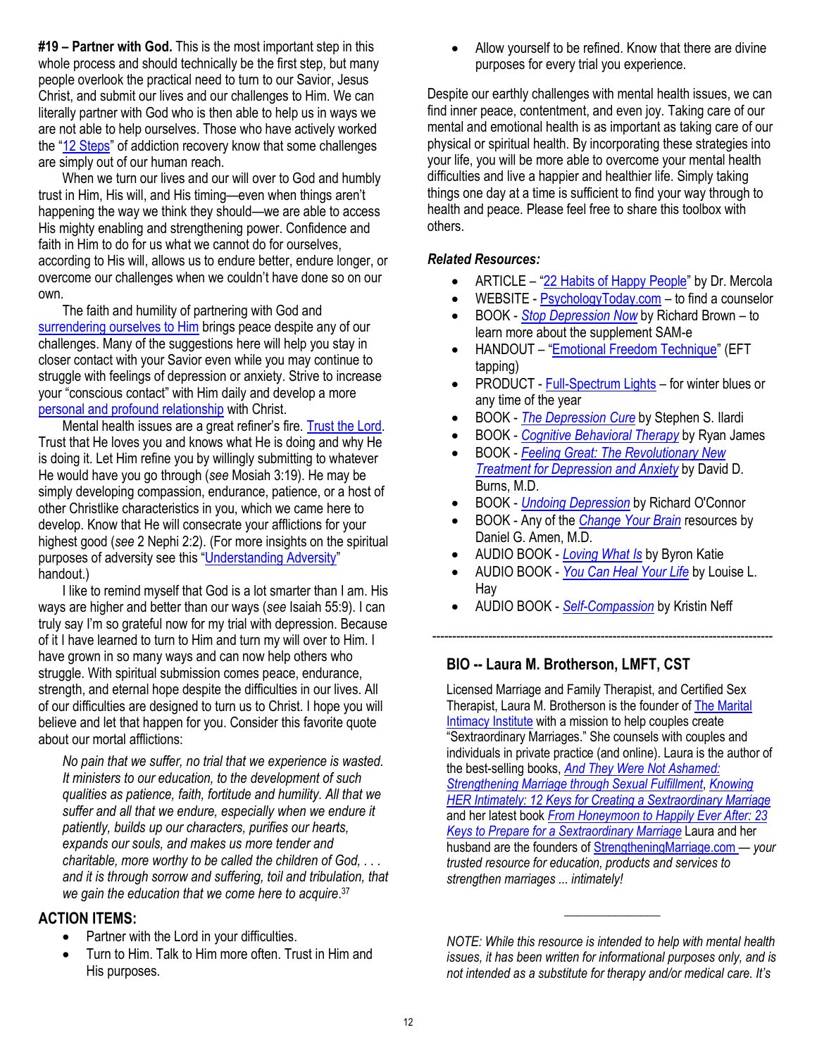**#19 – Partner with God.** This is the most important step in this whole process and should technically be the first step, but many people overlook the practical need to turn to our Savior, Jesus Christ, and submit our lives and our challenges to Him. We can literally partner with God who is then able to help us in ways we are not able to help ourselves. Those who have actively worked the "12 Steps" of addiction recovery know that some challenges are simply out of our human reach.

When we turn our lives and our will over to God and humbly trust in Him, His will, and His timing—even when things aren't happening the way we think they should—we are able to access His mighty enabling and strengthening power. Confidence and faith in Him to do for us what we cannot do for ourselves, according to His will, allows us to endure better, endure longer, or overcome our challenges when we couldn't have done so on our own.

The faith and humility of partnering with God and surrendering ourselves to Him brings peace despite any of our challenges. Many of the suggestions here will help you stay in closer contact with your Savior even while you may continue to struggle with feelings of depression or anxiety. Strive to increase your "conscious contact" with Him daily and develop a more personal and profound relationship with Christ.

Mental health issues are a great refiner's fire. Trust the Lord. Trust that He loves you and knows what He is doing and why He is doing it. Let Him refine you by willingly submitting to whatever He would have you go through (*see* Mosiah 3:19). He may be simply developing compassion, endurance, patience, or a host of other Christlike characteristics in you, which we came here to develop. Know that He will consecrate your afflictions for your highest good (*see* 2 Nephi 2:2). (For more insights on the spiritual purposes of adversity see this "Understanding Adversity" handout.)

I like to remind myself that God is a lot smarter than I am. His ways are higher and better than our ways (*see* Isaiah 55:9). I can truly say I'm so grateful now for my trial with depression. Because of it I have learned to turn to Him and turn my will over to Him. I have grown in so many ways and can now help others who struggle. With spiritual submission comes peace, endurance, strength, and eternal hope despite the difficulties in our lives. All of our difficulties are designed to turn us to Christ. I hope you will believe and let that happen for you. Consider this favorite quote about our mortal afflictions:

> *No pain that we suffer, no trial that we experience is wasted. It ministers to our education, to the development of such qualities as patience, faith, fortitude and humility. All that we suffer and all that we endure, especially when we endure it patiently, builds up our characters, purifies our hearts, expands our souls, and makes us more tender and charitable, more worthy to be called the children of God, . . . and it is through sorrow and suffering, toil and tribulation, that we gain the education that we come here to acquire.*[37]

## ACTION ITEMS:

- Partner with the Lord in your difficulties.
- Turn to Him. Talk to Him more often. Trust in Him and His purposes.
- Allow yourself to be refined. Know that there are divine purposes for every trial you experience.

Despite our earthly challenges with mental health issues, we can find inner peace, contentment, and even joy. Taking care of our mental and emotional health is as important as taking care of our physical or spiritual health. By incorporating these strategies into your life, you will be more able to overcome your mental health difficulties and live a happier and healthier life. Simply taking things one day at a time is sufficient to find your way through to health and peace. Please feel free to share this toolbox with others.

***Related Resources:***

- ARTICLE – "22 Habits of Happy People" by Dr. Mercola
- WEBSITE - PsychologyToday.com – to find a counselor
- BOOK - *Stop Depression Now* by Richard Brown – to learn more about the supplement SAM-e
- HANDOUT – "Emotional Freedom Technique" (EFT tapping)
- PRODUCT - Full-Spectrum Lights – for winter blues or any time of the year
- BOOK - *The Depression Cure* by Stephen S. Ilardi
- BOOK - *Cognitive Behavioral Therapy* by Ryan James
- BOOK - *Feeling Great: The Revolutionary New Treatment for Depression and Anxiety* by David D. Burns, M.D.
- BOOK - *Undoing Depression* by Richard O'Connor
- BOOK - Any of the *Change Your Brain* resources by Daniel G. Amen, M.D.
- AUDIO BOOK - *Loving What Is* by Byron Katie
- AUDIO BOOK - *You Can Heal Your Life* by Louise L. Hay
- AUDIO BOOK - *Self-Compassion* by Kristin Neff

---

## BIO -- Laura M. Brotherson, LMFT, CST

Licensed Marriage and Family Therapist, and Certified Sex Therapist, Laura M. Brotherson is the founder of The Marital Intimacy Institute with a mission to help couples create "Sextraordinary Marriages." She counsels with couples and individuals in private practice (and online). Laura is the author of the best-selling books, *And They Were Not Ashamed: Strengthening Marriage through Sexual Fulfillment*, *Knowing HER Intimately: 12 Keys for Creating a Sextraordinary Marriage* and her latest book *From Honeymoon to Happily Ever After: 23 Keys to Prepare for a Sextraordinary Marriage* Laura and her husband are the founders of StrengtheningMarriage.com — *your trusted resource for education, products and services to strengthen marriages ... intimately!*

*NOTE: While this resource is intended to help with mental health issues, it has been written for informational purposes only, and is not intended as a substitute for therapy and/or medical care. It's*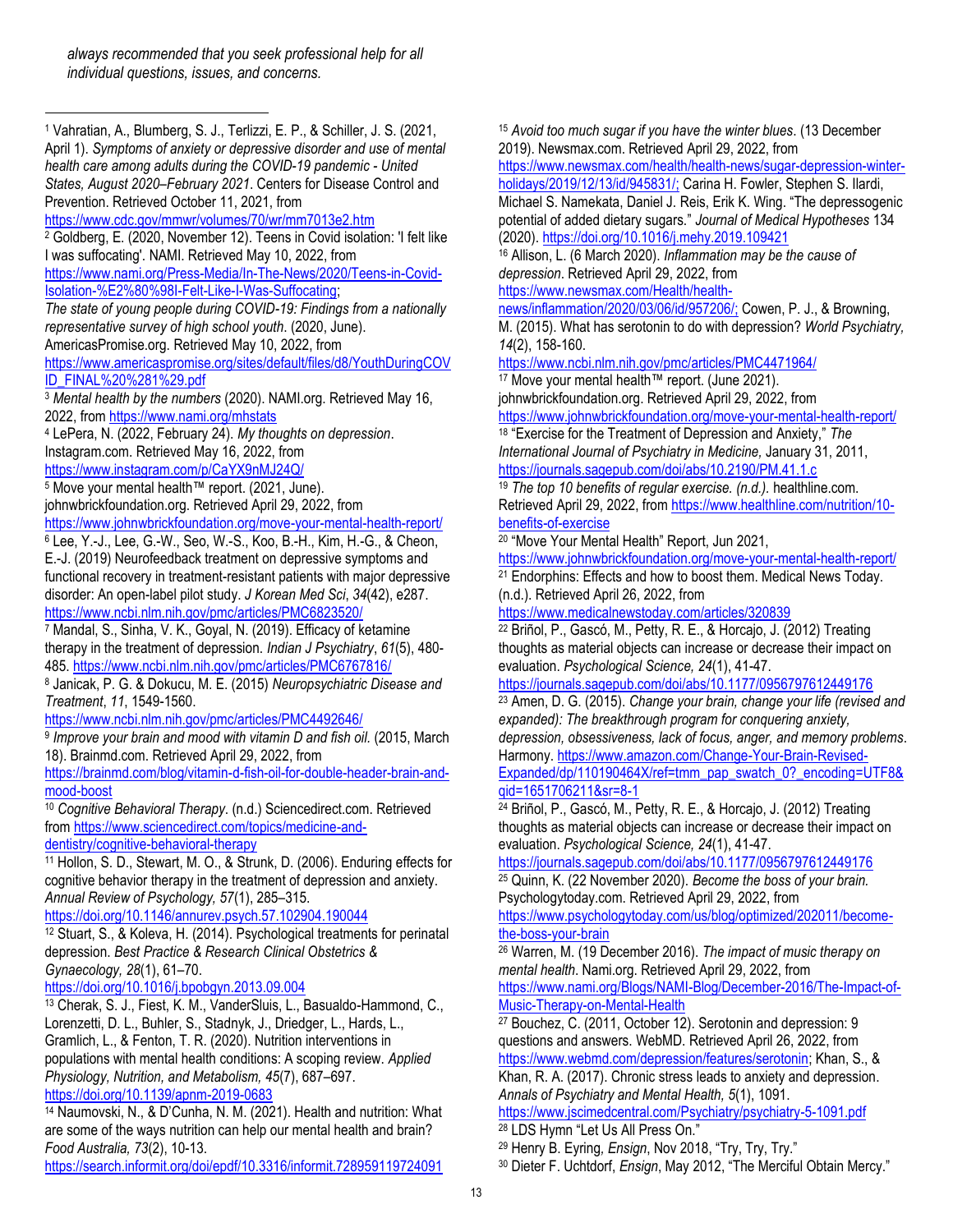*always recommended that you seek professional help for all individual questions, issues, and concerns.*

---

[1] Vahratian, A., Blumberg, S. J., Terlizzi, E. P., & Schiller, J. S. (2021, April 1). *Symptoms of anxiety or depressive disorder and use of mental health care among adults during the COVID-19 pandemic - United States, August 2020–February 2021*. Centers for Disease Control and Prevention. Retrieved October 11, 2021, from https://www.cdc.gov/mmwr/volumes/70/wr/mm7013e2.htm

[2] Goldberg, E. (2020, November 12). Teens in Covid isolation: 'I felt like I was suffocating'. NAMI. Retrieved May 10, 2022, from https://www.nami.org/Press-Media/In-The-News/2020/Teens-in-Covid-Isolation-%E2%80%98I-Felt-Like-I-Was-Suffocating; *The state of young people during COVID-19: Findings from a nationally representative survey of high school youth*. (2020, June). AmericasPromise.org. Retrieved May 10, 2022, from https://www.americaspromise.org/sites/default/files/d8/YouthDuringCOVID_FINAL%20%281%29.pdf

[3] *Mental health by the numbers* (2020). NAMI.org. Retrieved May 16, 2022, from https://www.nami.org/mhstats

[4] LePera, N. (2022, February 24). *My thoughts on depression*. Instagram.com. Retrieved May 16, 2022, from https://www.instagram.com/p/CaYX9nMJ24Q/

[5] Move your mental health™ report. (2021, June). johnwbrickfoundation.org. Retrieved April 29, 2022, from https://www.johnwbrickfoundation.org/move-your-mental-health-report/

[6] Lee, Y.-J., Lee, G.-W., Seo, W.-S., Koo, B.-H., Kim, H.-G., & Cheon, E.-J. (2019) Neurofeedback treatment on depressive symptoms and functional recovery in treatment-resistant patients with major depressive disorder: An open-label pilot study. *J Korean Med Sci*, *34*(42), e287. https://www.ncbi.nlm.nih.gov/pmc/articles/PMC6823520/

[7] Mandal, S., Sinha, V. K., Goyal, N. (2019). Efficacy of ketamine therapy in the treatment of depression. *Indian J Psychiatry*, *61*(5), 480-485. https://www.ncbi.nlm.nih.gov/pmc/articles/PMC6767816/

[8] Janicak, P. G. & Dokucu, M. E. (2015) *Neuropsychiatric Disease and Treatment*, *11*, 1549-1560. https://www.ncbi.nlm.nih.gov/pmc/articles/PMC4492646/

[9] *Improve your brain and mood with vitamin D and fish oil*. (2015, March 18). Brainmd.com. Retrieved April 29, 2022, from https://brainmd.com/blog/vitamin-d-fish-oil-for-double-header-brain-and-mood-boost

[10] *Cognitive Behavioral Therapy*. (n.d.) Sciencedirect.com. Retrieved from https://www.sciencedirect.com/topics/medicine-and-dentistry/cognitive-behavioral-therapy

[11] Hollon, S. D., Stewart, M. O., & Strunk, D. (2006). Enduring effects for cognitive behavior therapy in the treatment of depression and anxiety. *Annual Review of Psychology, 57*(1), 285–315. https://doi.org/10.1146/annurev.psych.57.102904.190044

[12] Stuart, S., & Koleva, H. (2014). Psychological treatments for perinatal depression. *Best Practice & Research Clinical Obstetrics & Gynaecology, 28*(1), 61–70. https://doi.org/10.1016/j.bpobgyn.2013.09.004

[13] Cherak, S. J., Fiest, K. M., VanderSluis, L., Basualdo-Hammond, C., Lorenzetti, D. L., Buhler, S., Stadnyk, J., Driedger, L., Hards, L., Gramlich, L., & Fenton, T. R. (2020). Nutrition interventions in populations with mental health conditions: A scoping review. *Applied Physiology, Nutrition, and Metabolism, 45*(7), 687–697. https://doi.org/10.1139/apnm-2019-0683

[14] Naumovski, N., & D'Cunha, N. M. (2021). Health and nutrition: What are some of the ways nutrition can help our mental health and brain? *Food Australia, 73*(2), 10-13. https://search.informit.org/doi/epdf/10.3316/informit.728959119724091

[15] *Avoid too much sugar if you have the winter blues*. (13 December 2019). Newsmax.com. Retrieved April 29, 2022, from https://www.newsmax.com/health/health-news/sugar-depression-winter-holidays/2019/12/13/id/945831/; Carina H. Fowler, Stephen S. Ilardi, Michael S. Namekata, Daniel J. Reis, Erik K. Wing. "The depressogenic potential of added dietary sugars." *Journal of Medical Hypotheses* 134 (2020). https://doi.org/10.1016/j.mehy.2019.109421

[16] Allison, L. (6 March 2020). *Inflammation may be the cause of depression*. Retrieved April 29, 2022, from https://www.newsmax.com/Health/health-news/inflammation/2020/03/06/id/957206/; Cowen, P. J., & Browning, M. (2015). What has serotonin to do with depression? *World Psychiatry, 14*(2), 158-160. https://www.ncbi.nlm.nih.gov/pmc/articles/PMC4471964/

[17] Move your mental health™ report. (June 2021). johnwbrickfoundation.org. Retrieved April 29, 2022, from https://www.johnwbrickfoundation.org/move-your-mental-health-report/

[18] "Exercise for the Treatment of Depression and Anxiety," *The International Journal of Psychiatry in Medicine,* January 31, 2011, https://journals.sagepub.com/doi/abs/10.2190/PM.41.1.c

[19] *The top 10 benefits of regular exercise. (n.d.).* healthline.com. Retrieved April 29, 2022, from https://www.healthline.com/nutrition/10-benefits-of-exercise

[20] "Move Your Mental Health" Report, Jun 2021, https://www.johnwbrickfoundation.org/move-your-mental-health-report/

[21] Endorphins: Effects and how to boost them. Medical News Today. (n.d.). Retrieved April 26, 2022, from https://www.medicalnewstoday.com/articles/320839

[22] Briñol, P., Gascó, M., Petty, R. E., & Horcajo, J. (2012) Treating thoughts as material objects can increase or decrease their impact on evaluation. *Psychological Science, 24*(1), 41-47. https://journals.sagepub.com/doi/abs/10.1177/0956797612449176

[23] Amen, D. G. (2015). *Change your brain, change your life (revised and expanded): The breakthrough program for conquering anxiety, depression, obsessiveness, lack of focus, anger, and memory problems*. Harmony. https://www.amazon.com/Change-Your-Brain-Revised-Expanded/dp/110190464X/ref=tmm_pap_swatch_0?_encoding=UTF8&qid=1651706211&sr=8-1

[24] Briñol, P., Gascó, M., Petty, R. E., & Horcajo, J. (2012) Treating thoughts as material objects can increase or decrease their impact on evaluation. *Psychological Science, 24*(1), 41-47. https://journals.sagepub.com/doi/abs/10.1177/0956797612449176

[25] Quinn, K. (22 November 2020). *Become the boss of your brain.* Psychologytoday.com. Retrieved April 29, 2022, from https://www.psychologytoday.com/us/blog/optimized/202011/become-the-boss-your-brain

[26] Warren, M. (19 December 2016). *The impact of music therapy on mental health*. Nami.org. Retrieved April 29, 2022, from https://www.nami.org/Blogs/NAMI-Blog/December-2016/The-Impact-of-Music-Therapy-on-Mental-Health

[27] Bouchez, C. (2011, October 12). Serotonin and depression: 9 questions and answers. WebMD. Retrieved April 26, 2022, from https://www.webmd.com/depression/features/serotonin; Khan, S., & Khan, R. A. (2017). Chronic stress leads to anxiety and depression. *Annals of Psychiatry and Mental Health, 5*(1), 1091. https://www.jscimedcentral.com/Psychiatry/psychiatry-5-1091.pdf

[28] LDS Hymn "Let Us All Press On."

[29] Henry B. Eyring*, Ensign*, Nov 2018, "Try, Try, Try."

[30] Dieter F. Uchtdorf, *Ensign*, May 2012, "The Merciful Obtain Mercy."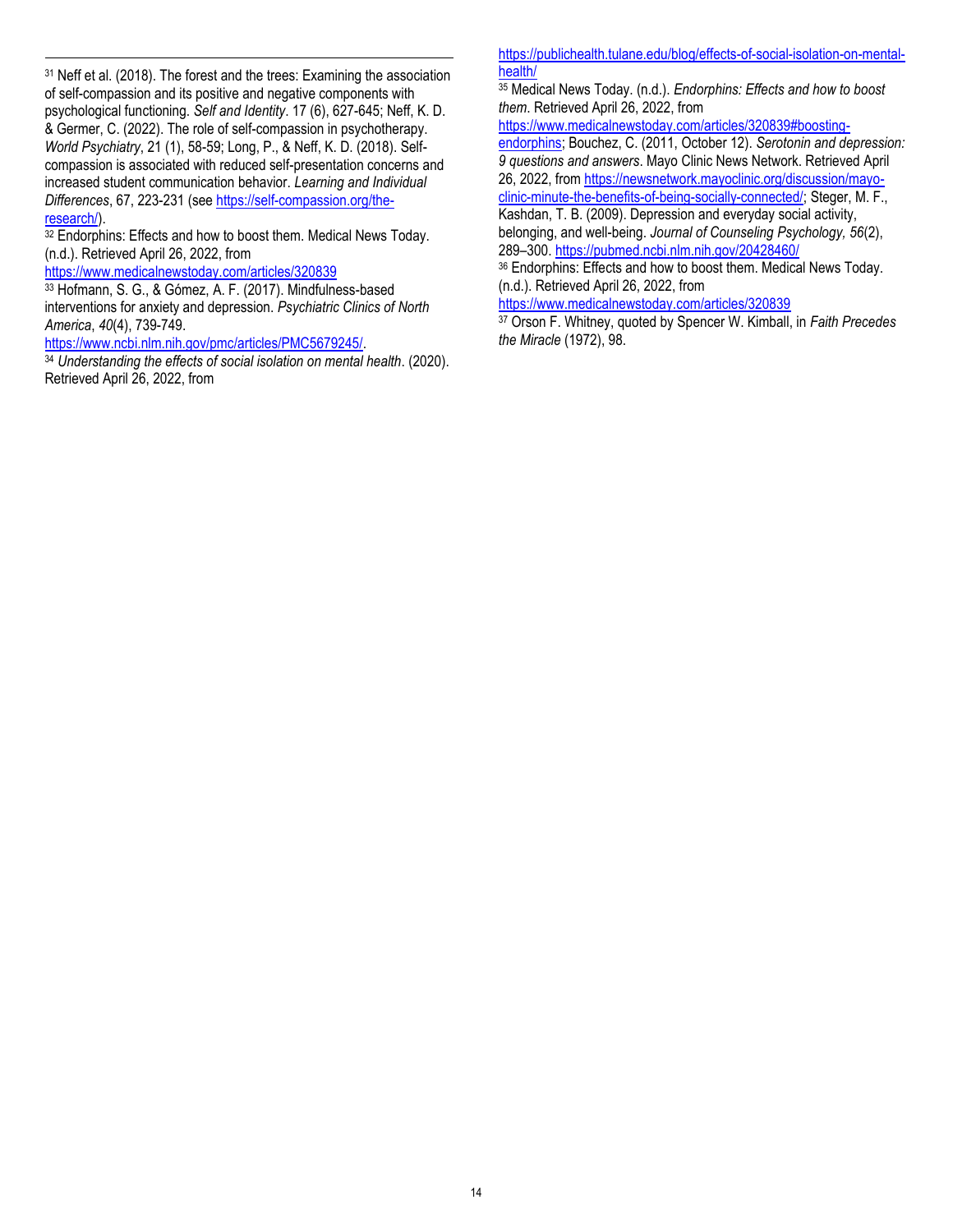[31] Neff et al. (2018). The forest and the trees: Examining the association of self-compassion and its positive and negative components with psychological functioning. *Self and Identity*. 17 (6), 627-645; Neff, K. D. & Germer, C. (2022). The role of self-compassion in psychotherapy. *World Psychiatry*, 21 (1), 58-59; Long, P., & Neff, K. D. (2018). Self-compassion is associated with reduced self-presentation concerns and increased student communication behavior. *Learning and Individual Differences*, 67, 223-231 (see https://self-compassion.org/the-research/).

[32] Endorphins: Effects and how to boost them. Medical News Today. (n.d.). Retrieved April 26, 2022, from https://www.medicalnewstoday.com/articles/320839

[33] Hofmann, S. G., & Gómez, A. F. (2017). Mindfulness-based interventions for anxiety and depression. *Psychiatric Clinics of North America*, *40*(4), 739-749. https://www.ncbi.nlm.nih.gov/pmc/articles/PMC5679245/.

[34] *Understanding the effects of social isolation on mental health*. (2020). Retrieved April 26, 2022, from https://publichealth.tulane.edu/blog/effects-of-social-isolation-on-mental-health/

[35] Medical News Today. (n.d.). *Endorphins: Effects and how to boost them*. Retrieved April 26, 2022, from https://www.medicalnewstoday.com/articles/320839#boosting-endorphins; Bouchez, C. (2011, October 12). *Serotonin and depression: 9 questions and answers*. Mayo Clinic News Network. Retrieved April 26, 2022, from https://newsnetwork.mayoclinic.org/discussion/mayo-clinic-minute-the-benefits-of-being-socially-connected/; Steger, M. F., Kashdan, T. B. (2009). Depression and everyday social activity, belonging, and well-being. *Journal of Counseling Psychology, 56*(2), 289–300. https://pubmed.ncbi.nlm.nih.gov/20428460/

[36] Endorphins: Effects and how to boost them. Medical News Today. (n.d.). Retrieved April 26, 2022, from https://www.medicalnewstoday.com/articles/320839

[37] Orson F. Whitney, quoted by Spencer W. Kimball, in *Faith Precedes the Miracle* (1972), 98.